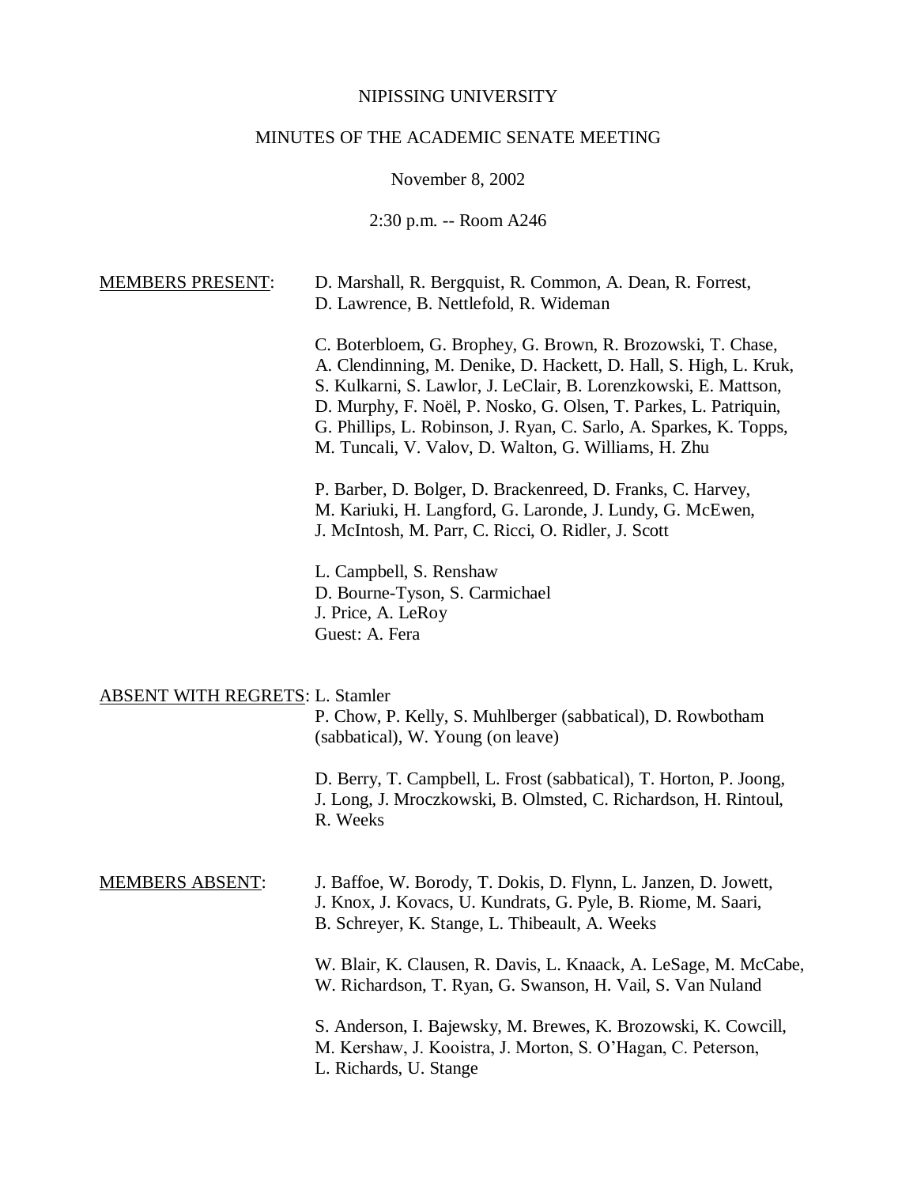# NIPISSING UNIVERSITY

## MINUTES OF THE ACADEMIC SENATE MEETING

November 8, 2002

2:30 p.m. -- Room A246

MEMBERS PRESENT:

D. Marshall, R. Bergquist, R. Common, A. Dean, R. Forrest, D. Lawrence, B. Nettlefold, R. Wideman

C. Boterbloem, G. Brophey, G. Brown, R. Brozowski, T. Chase, A. Clendinning, M. Denike, D. Hackett, D. Hall, S. High, L. Kruk, S. Kulkarni, S. Lawlor, J. LeClair, B. Lorenzkowski, E. Mattson, D. Murphy, F. Noël, P. Nosko, G. Olsen, T. Parkes, L. Patriquin, G. Phillips, L. Robinson, J. Ryan, C. Sarlo, A. Sparkes, K. Topps, M. Tuncali, V. Valov, D. Walton, G. Williams, H. Zhu

P. Barber, D. Bolger, D. Brackenreed, D. Franks, C. Harvey, M. Kariuki, H. Langford, G. Laronde, J. Lundy, G. McEwen, J. McIntosh, M. Parr, C. Ricci, O. Ridler, J. Scott

L. Campbell, S. Renshaw
D. Bourne-Tyson, S. Carmichael
J. Price, A. LeRoy
Guest: A. Fera

ABSENT WITH REGRETS:

L. Stamler
P. Chow, P. Kelly, S. Muhlberger (sabbatical), D. Rowbotham (sabbatical), W. Young (on leave)

D. Berry, T. Campbell, L. Frost (sabbatical), T. Horton, P. Joong, J. Long, J. Mroczkowski, B. Olmsted, C. Richardson, H. Rintoul, R. Weeks

MEMBERS ABSENT:

J. Baffoe, W. Borody, T. Dokis, D. Flynn, L. Janzen, D. Jowett, J. Knox, J. Kovacs, U. Kundrats, G. Pyle, B. Riome, M. Saari, B. Schreyer, K. Stange, L. Thibeault, A. Weeks

W. Blair, K. Clausen, R. Davis, L. Knaack, A. LeSage, M. McCabe, W. Richardson, T. Ryan, G. Swanson, H. Vail, S. Van Nuland

S. Anderson, I. Bajewsky, M. Brewes, K. Brozowski, K. Cowcill, M. Kershaw, J. Kooistra, J. Morton, S. O'Hagan, C. Peterson, L. Richards, U. Stange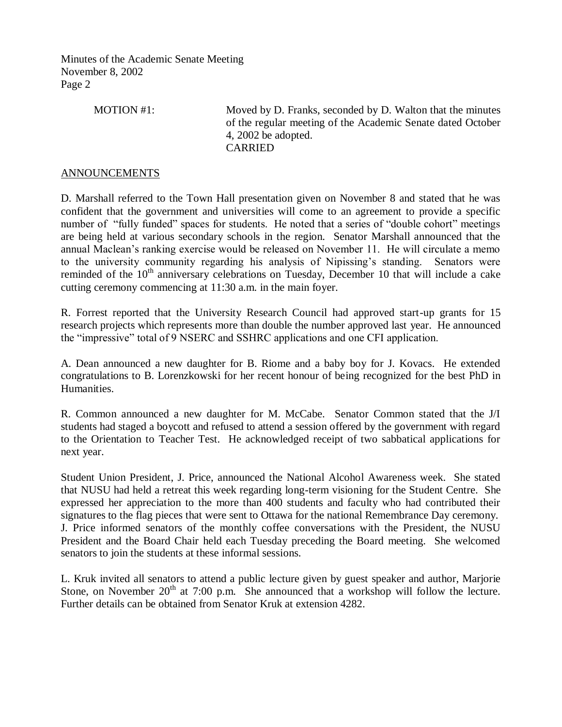MOTION #1: Moved by D. Franks, seconded by D. Walton that the minutes of the regular meeting of the Academic Senate dated October 4, 2002 be adopted.
CARRIED

## ANNOUNCEMENTS

D. Marshall referred to the Town Hall presentation given on November 8 and stated that he was confident that the government and universities will come to an agreement to provide a specific number of "fully funded" spaces for students. He noted that a series of "double cohort" meetings are being held at various secondary schools in the region. Senator Marshall announced that the annual Maclean's ranking exercise would be released on November 11. He will circulate a memo to the university community regarding his analysis of Nipissing's standing. Senators were reminded of the 10th anniversary celebrations on Tuesday, December 10 that will include a cake cutting ceremony commencing at 11:30 a.m. in the main foyer.

R. Forrest reported that the University Research Council had approved start-up grants for 15 research projects which represents more than double the number approved last year. He announced the "impressive" total of 9 NSERC and SSHRC applications and one CFI application.

A. Dean announced a new daughter for B. Riome and a baby boy for J. Kovacs. He extended congratulations to B. Lorenzkowski for her recent honour of being recognized for the best PhD in Humanities.

R. Common announced a new daughter for M. McCabe. Senator Common stated that the J/I students had staged a boycott and refused to attend a session offered by the government with regard to the Orientation to Teacher Test. He acknowledged receipt of two sabbatical applications for next year.

Student Union President, J. Price, announced the National Alcohol Awareness week. She stated that NUSU had held a retreat this week regarding long-term visioning for the Student Centre. She expressed her appreciation to the more than 400 students and faculty who had contributed their signatures to the flag pieces that were sent to Ottawa for the national Remembrance Day ceremony. J. Price informed senators of the monthly coffee conversations with the President, the NUSU President and the Board Chair held each Tuesday preceding the Board meeting. She welcomed senators to join the students at these informal sessions.

L. Kruk invited all senators to attend a public lecture given by guest speaker and author, Marjorie Stone, on November 20th at 7:00 p.m. She announced that a workshop will follow the lecture. Further details can be obtained from Senator Kruk at extension 4282.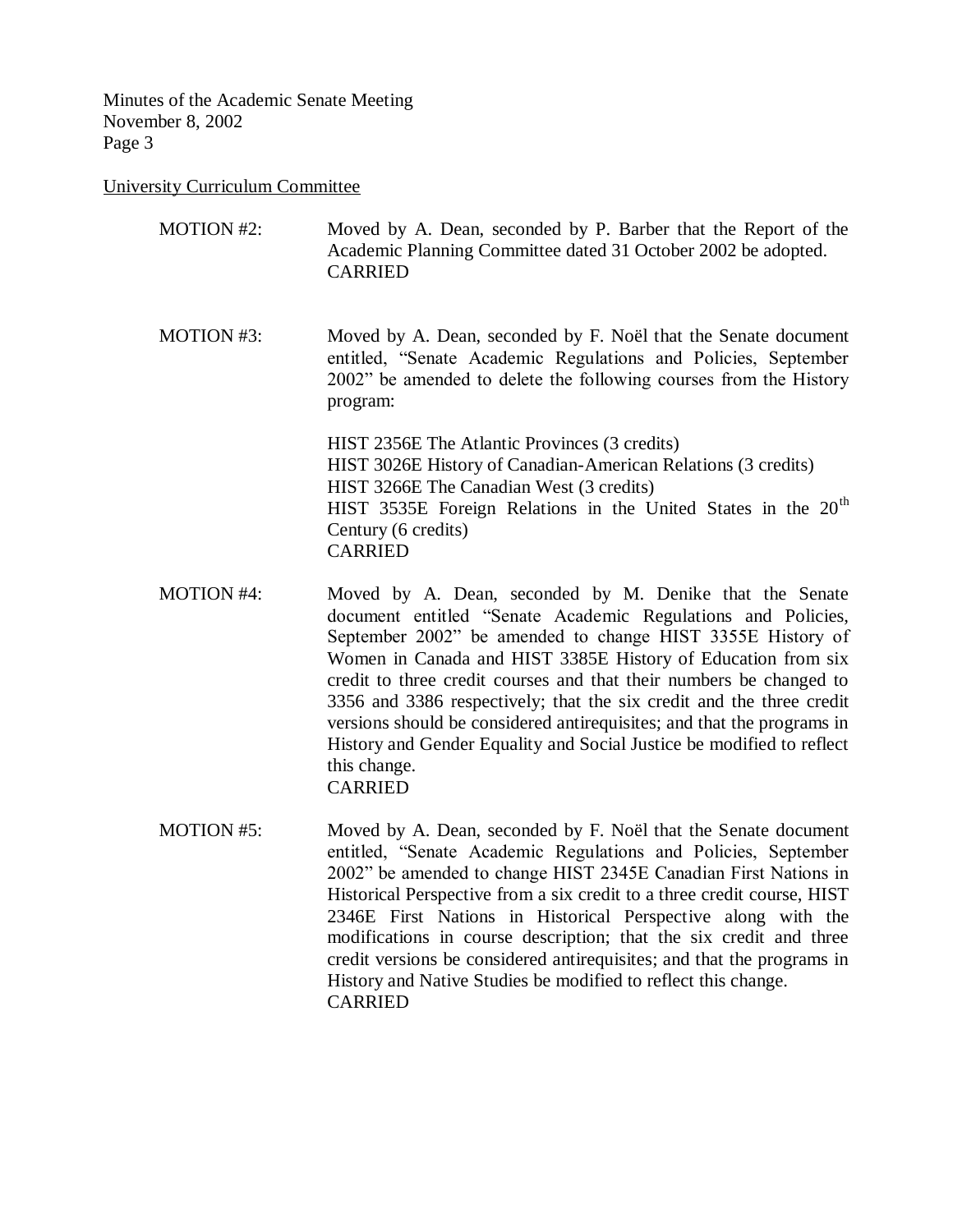University Curriculum Committee

MOTION #2: Moved by A. Dean, seconded by P. Barber that the Report of the Academic Planning Committee dated 31 October 2002 be adopted.
CARRIED

MOTION #3: Moved by A. Dean, seconded by F. Noël that the Senate document entitled, "Senate Academic Regulations and Policies, September 2002" be amended to delete the following courses from the History program:

HIST 2356E The Atlantic Provinces (3 credits)
HIST 3026E History of Canadian-American Relations (3 credits)
HIST 3266E The Canadian West (3 credits)
HIST 3535E Foreign Relations in the United States in the 20th Century (6 credits)
CARRIED

MOTION #4: Moved by A. Dean, seconded by M. Denike that the Senate document entitled "Senate Academic Regulations and Policies, September 2002" be amended to change HIST 3355E History of Women in Canada and HIST 3385E History of Education from six credit to three credit courses and that their numbers be changed to 3356 and 3386 respectively; that the six credit and the three credit versions should be considered antirequisites; and that the programs in History and Gender Equality and Social Justice be modified to reflect this change.
CARRIED

MOTION #5: Moved by A. Dean, seconded by F. Noël that the Senate document entitled, "Senate Academic Regulations and Policies, September 2002" be amended to change HIST 2345E Canadian First Nations in Historical Perspective from a six credit to a three credit course, HIST 2346E First Nations in Historical Perspective along with the modifications in course description; that the six credit and three credit versions be considered antirequisites; and that the programs in History and Native Studies be modified to reflect this change.
CARRIED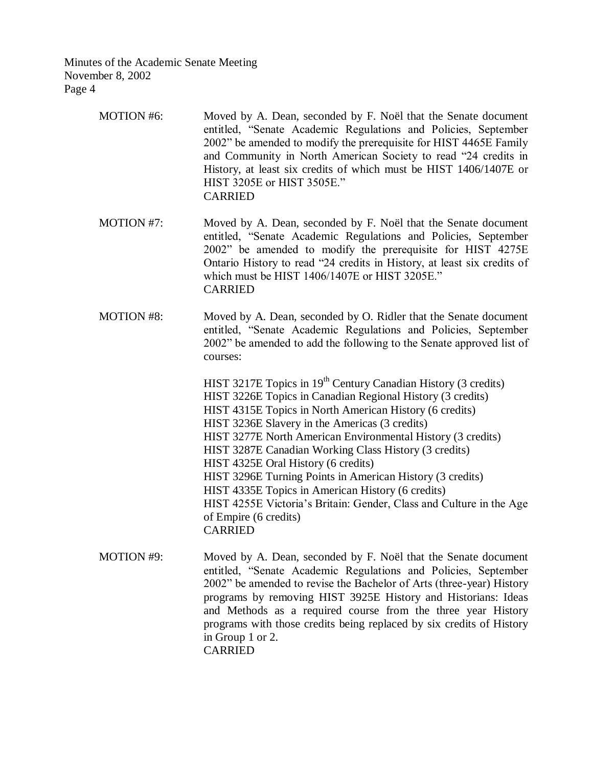MOTION #6: Moved by A. Dean, seconded by F. Noël that the Senate document entitled, "Senate Academic Regulations and Policies, September 2002" be amended to modify the prerequisite for HIST 4465E Family and Community in North American Society to read "24 credits in History, at least six credits of which must be HIST 1406/1407E or HIST 3205E or HIST 3505E."
CARRIED

MOTION #7: Moved by A. Dean, seconded by F. Noël that the Senate document entitled, "Senate Academic Regulations and Policies, September 2002" be amended to modify the prerequisite for HIST 4275E Ontario History to read "24 credits in History, at least six credits of which must be HIST 1406/1407E or HIST 3205E."
CARRIED

MOTION #8: Moved by A. Dean, seconded by O. Ridler that the Senate document entitled, "Senate Academic Regulations and Policies, September 2002" be amended to add the following to the Senate approved list of courses:

HIST 3217E Topics in 19th Century Canadian History (3 credits)
HIST 3226E Topics in Canadian Regional History (3 credits)
HIST 4315E Topics in North American History (6 credits)
HIST 3236E Slavery in the Americas (3 credits)
HIST 3277E North American Environmental History (3 credits)
HIST 3287E Canadian Working Class History (3 credits)
HIST 4325E Oral History (6 credits)
HIST 3296E Turning Points in American History (3 credits)
HIST 4335E Topics in American History (6 credits)
HIST 4255E Victoria's Britain: Gender, Class and Culture in the Age of Empire (6 credits)
CARRIED

MOTION #9: Moved by A. Dean, seconded by F. Noël that the Senate document entitled, "Senate Academic Regulations and Policies, September 2002" be amended to revise the Bachelor of Arts (three-year) History programs by removing HIST 3925E History and Historians: Ideas and Methods as a required course from the three year History programs with those credits being replaced by six credits of History in Group 1 or 2.
CARRIED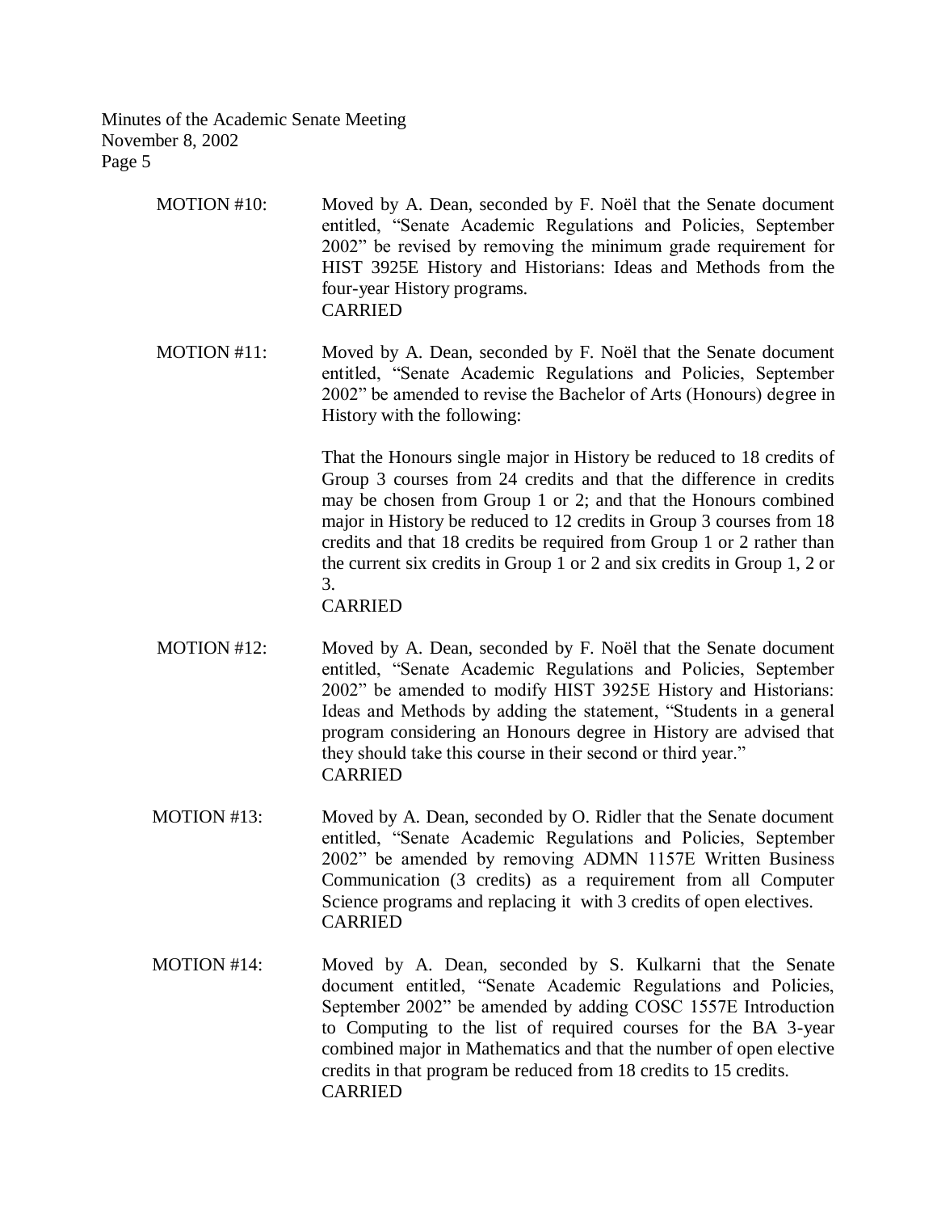MOTION #10: Moved by A. Dean, seconded by F. Noël that the Senate document entitled, "Senate Academic Regulations and Policies, September 2002" be revised by removing the minimum grade requirement for HIST 3925E History and Historians: Ideas and Methods from the four-year History programs.
CARRIED

MOTION #11: Moved by A. Dean, seconded by F. Noël that the Senate document entitled, "Senate Academic Regulations and Policies, September 2002" be amended to revise the Bachelor of Arts (Honours) degree in History with the following:

That the Honours single major in History be reduced to 18 credits of Group 3 courses from 24 credits and that the difference in credits may be chosen from Group 1 or 2; and that the Honours combined major in History be reduced to 12 credits in Group 3 courses from 18 credits and that 18 credits be required from Group 1 or 2 rather than the current six credits in Group 1 or 2 and six credits in Group 1, 2 or 3.
CARRIED

MOTION #12: Moved by A. Dean, seconded by F. Noël that the Senate document entitled, "Senate Academic Regulations and Policies, September 2002" be amended to modify HIST 3925E History and Historians: Ideas and Methods by adding the statement, "Students in a general program considering an Honours degree in History are advised that they should take this course in their second or third year."
CARRIED

MOTION #13: Moved by A. Dean, seconded by O. Ridler that the Senate document entitled, "Senate Academic Regulations and Policies, September 2002" be amended by removing ADMN 1157E Written Business Communication (3 credits) as a requirement from all Computer Science programs and replacing it with 3 credits of open electives.
CARRIED

MOTION #14: Moved by A. Dean, seconded by S. Kulkarni that the Senate document entitled, "Senate Academic Regulations and Policies, September 2002" be amended by adding COSC 1557E Introduction to Computing to the list of required courses for the BA 3-year combined major in Mathematics and that the number of open elective credits in that program be reduced from 18 credits to 15 credits.
CARRIED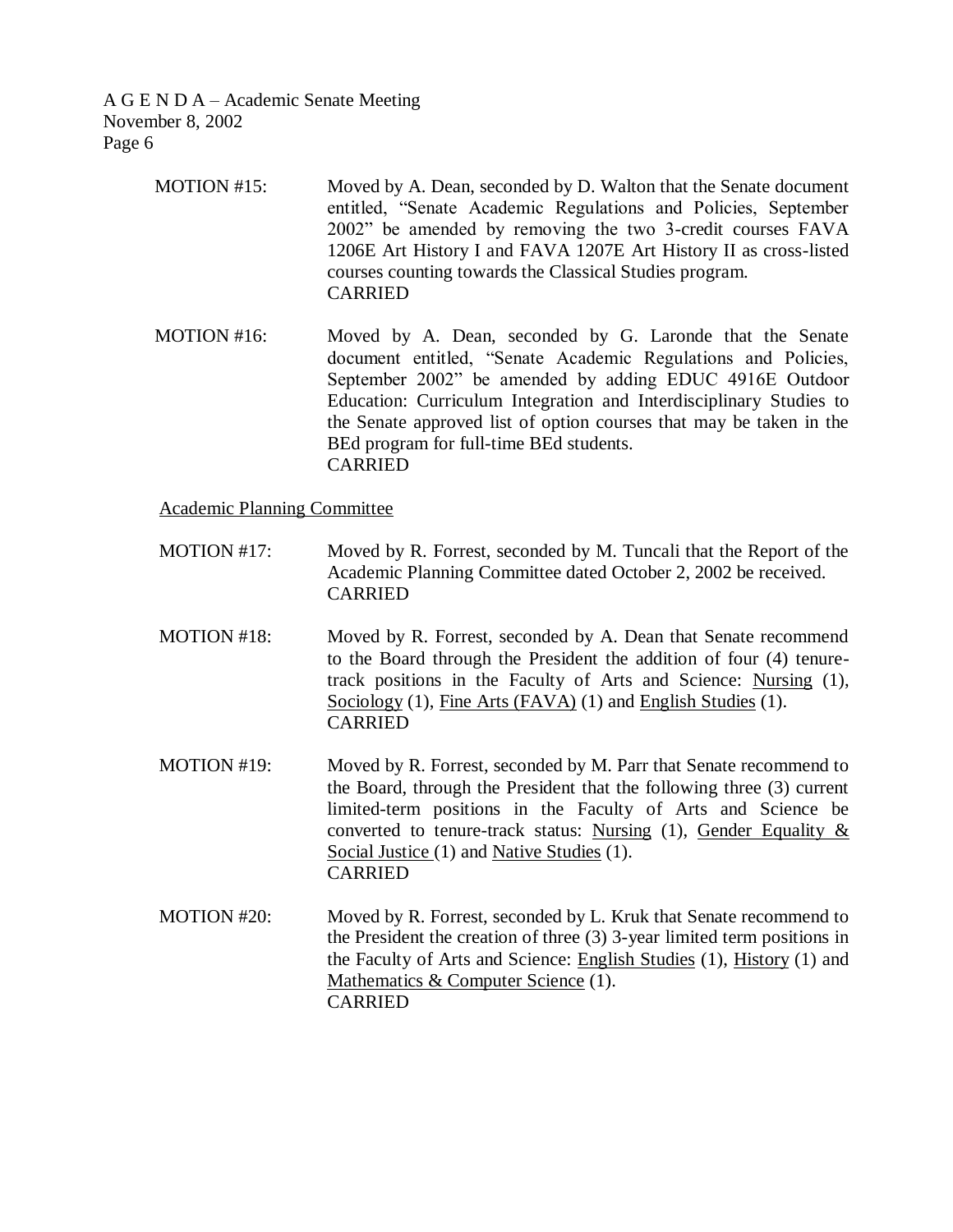MOTION #15: Moved by A. Dean, seconded by D. Walton that the Senate document entitled, "Senate Academic Regulations and Policies, September 2002" be amended by removing the two 3-credit courses FAVA 1206E Art History I and FAVA 1207E Art History II as cross-listed courses counting towards the Classical Studies program.
CARRIED

MOTION #16: Moved by A. Dean, seconded by G. Laronde that the Senate document entitled, "Senate Academic Regulations and Policies, September 2002" be amended by adding EDUC 4916E Outdoor Education: Curriculum Integration and Interdisciplinary Studies to the Senate approved list of option courses that may be taken in the BEd program for full-time BEd students.
CARRIED

<u>Academic Planning Committee</u>

MOTION #17: Moved by R. Forrest, seconded by M. Tuncali that the Report of the Academic Planning Committee dated October 2, 2002 be received.
CARRIED

MOTION #18: Moved by R. Forrest, seconded by A. Dean that Senate recommend to the Board through the President the addition of four (4) tenure-track positions in the Faculty of Arts and Science: <u>Nursing</u> (1), <u>Sociology</u> (1), <u>Fine Arts (FAVA)</u> (1) and <u>English Studies</u> (1).
CARRIED

MOTION #19: Moved by R. Forrest, seconded by M. Parr that Senate recommend to the Board, through the President that the following three (3) current limited-term positions in the Faculty of Arts and Science be converted to tenure-track status: <u>Nursing</u> (1), <u>Gender Equality & Social Justice</u> (1) and <u>Native Studies</u> (1).
CARRIED

MOTION #20: Moved by R. Forrest, seconded by L. Kruk that Senate recommend to the President the creation of three (3) 3-year limited term positions in the Faculty of Arts and Science: <u>English Studies</u> (1), <u>History</u> (1) and <u>Mathematics & Computer Science</u> (1).
CARRIED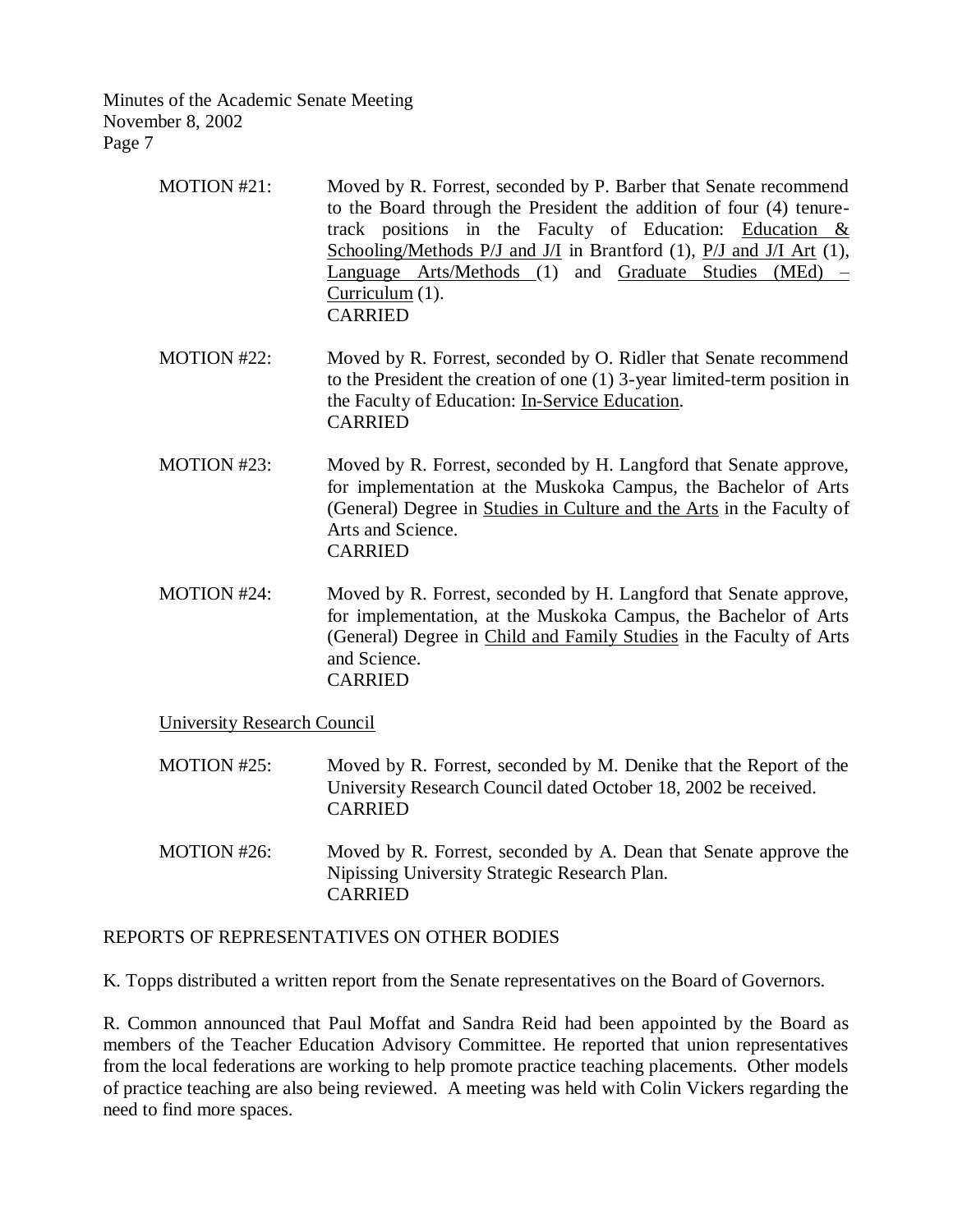MOTION #21: Moved by R. Forrest, seconded by P. Barber that Senate recommend to the Board through the President the addition of four (4) tenure-track positions in the Faculty of Education: Education & Schooling/Methods P/J and J/I in Brantford (1), P/J and J/I Art (1), Language Arts/Methods (1) and Graduate Studies (MEd) – Curriculum (1).
CARRIED

MOTION #22: Moved by R. Forrest, seconded by O. Ridler that Senate recommend to the President the creation of one (1) 3-year limited-term position in the Faculty of Education: In-Service Education.
CARRIED

MOTION #23: Moved by R. Forrest, seconded by H. Langford that Senate approve, for implementation at the Muskoka Campus, the Bachelor of Arts (General) Degree in Studies in Culture and the Arts in the Faculty of Arts and Science.
CARRIED

MOTION #24: Moved by R. Forrest, seconded by H. Langford that Senate approve, for implementation, at the Muskoka Campus, the Bachelor of Arts (General) Degree in Child and Family Studies in the Faculty of Arts and Science.
CARRIED

University Research Council

MOTION #25: Moved by R. Forrest, seconded by M. Denike that the Report of the University Research Council dated October 18, 2002 be received.
CARRIED

MOTION #26: Moved by R. Forrest, seconded by A. Dean that Senate approve the Nipissing University Strategic Research Plan.
CARRIED

REPORTS OF REPRESENTATIVES ON OTHER BODIES

K. Topps distributed a written report from the Senate representatives on the Board of Governors.

R. Common announced that Paul Moffat and Sandra Reid had been appointed by the Board as members of the Teacher Education Advisory Committee. He reported that union representatives from the local federations are working to help promote practice teaching placements. Other models of practice teaching are also being reviewed. A meeting was held with Colin Vickers regarding the need to find more spaces.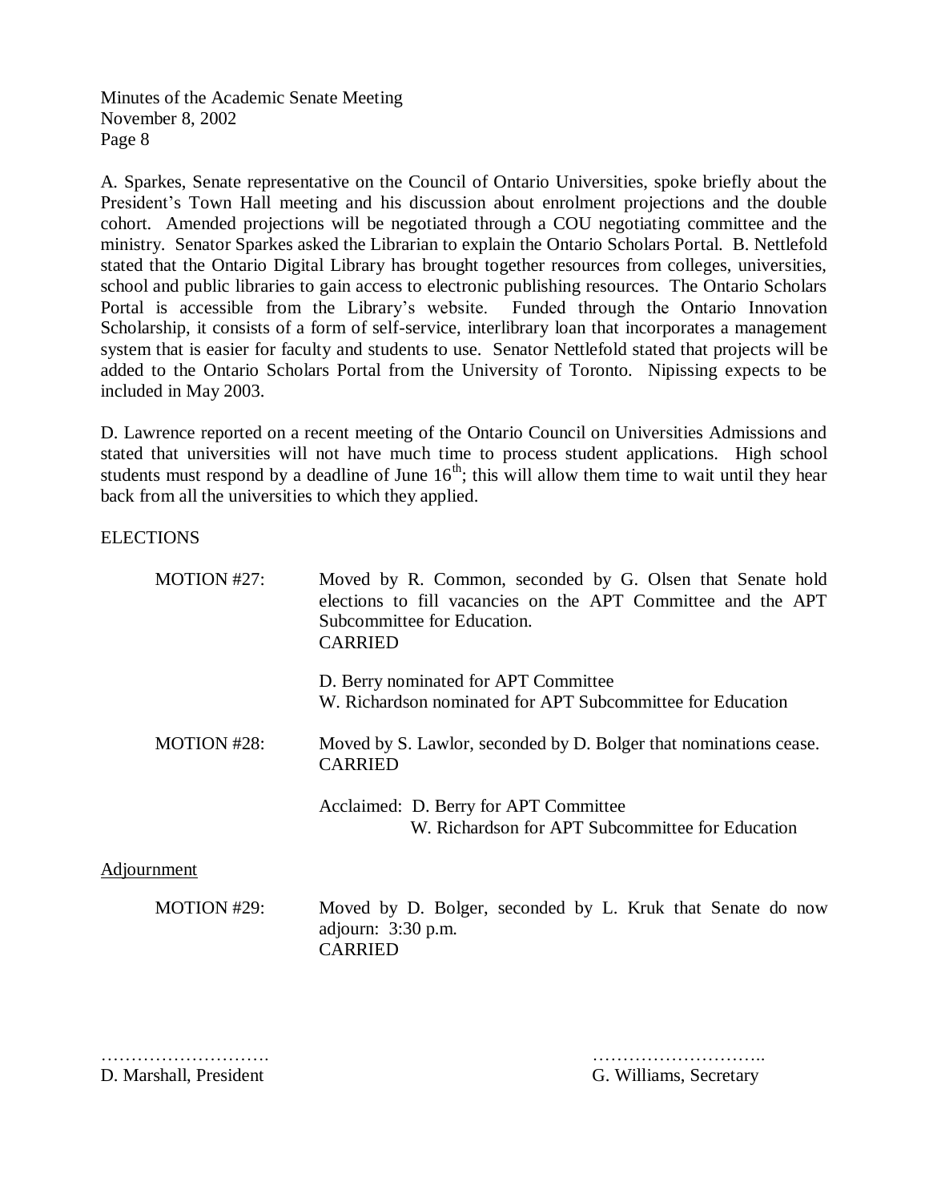A. Sparkes, Senate representative on the Council of Ontario Universities, spoke briefly about the President's Town Hall meeting and his discussion about enrolment projections and the double cohort. Amended projections will be negotiated through a COU negotiating committee and the ministry. Senator Sparkes asked the Librarian to explain the Ontario Scholars Portal. B. Nettlefold stated that the Ontario Digital Library has brought together resources from colleges, universities, school and public libraries to gain access to electronic publishing resources. The Ontario Scholars Portal is accessible from the Library's website. Funded through the Ontario Innovation Scholarship, it consists of a form of self-service, interlibrary loan that incorporates a management system that is easier for faculty and students to use. Senator Nettlefold stated that projects will be added to the Ontario Scholars Portal from the University of Toronto. Nipissing expects to be included in May 2003.

D. Lawrence reported on a recent meeting of the Ontario Council on Universities Admissions and stated that universities will not have much time to process student applications. High school students must respond by a deadline of June 16th; this will allow them time to wait until they hear back from all the universities to which they applied.

ELECTIONS

MOTION #27: Moved by R. Common, seconded by G. Olsen that Senate hold elections to fill vacancies on the APT Committee and the APT Subcommittee for Education.
CARRIED

D. Berry nominated for APT Committee
W. Richardson nominated for APT Subcommittee for Education

MOTION #28: Moved by S. Lawlor, seconded by D. Bolger that nominations cease.
CARRIED

Acclaimed: D. Berry for APT Committee
W. Richardson for APT Subcommittee for Education

Adjournment

MOTION #29: Moved by D. Bolger, seconded by L. Kruk that Senate do now adjourn: 3:30 p.m.
CARRIED

……………………….
D. Marshall, President

………………………..
G. Williams, Secretary